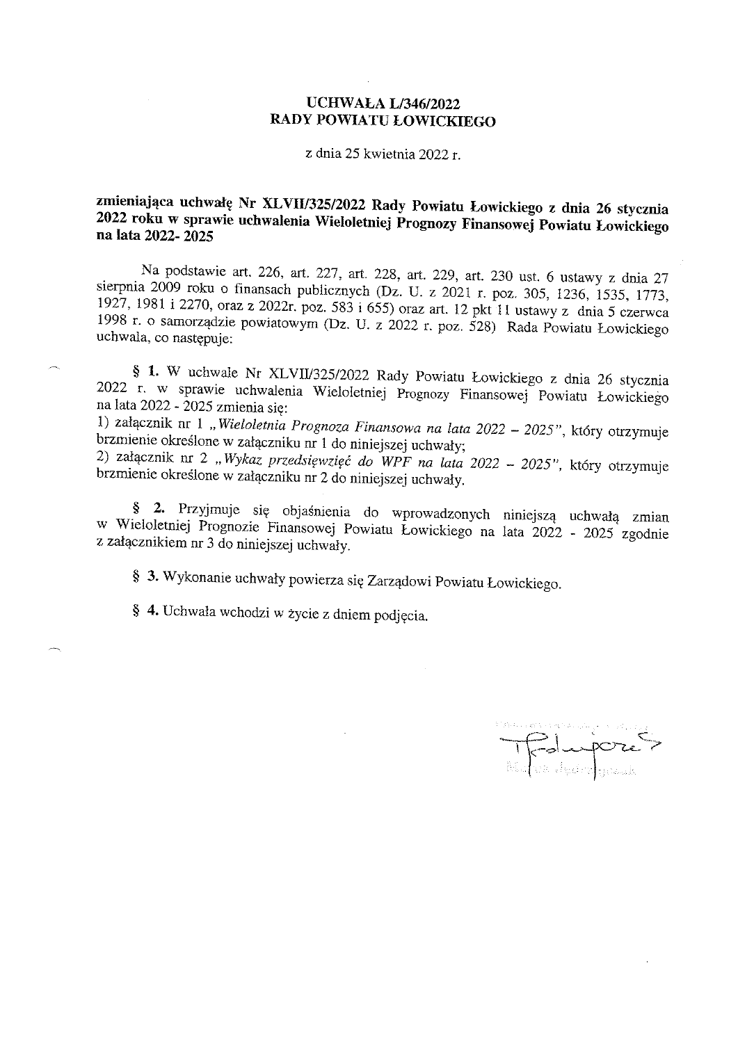# UCHWAŁA L/346/2022
# RADY POWIATU ŁOWICKIEGO

z dnia 25 kwietnia 2022 r.

**zmieniająca uchwałę Nr XLVII/325/2022 Rady Powiatu Łowickiego z dnia 26 stycznia 2022 roku w sprawie uchwalenia Wieloletniej Prognozy Finansowej Powiatu Łowickiego na lata 2022- 2025**

Na podstawie art. 226, art. 227, art. 228, art. 229, art. 230 ust. 6 ustawy z dnia 27 sierpnia 2009 roku o finansach publicznych (Dz. U. z 2021 r. poz. 305, 1236, 1535, 1773, 1927, 1981 i 2270, oraz z 2022r. poz. 583 i 655) oraz art. 12 pkt 11 ustawy z dnia 5 czerwca 1998 r. o samorządzie powiatowym (Dz. U. z 2022 r. poz. 528) Rada Powiatu Łowickiego uchwala, co następuje:

**§ 1.** W uchwale Nr XLVII/325/2022 Rady Powiatu Łowickiego z dnia 26 stycznia 2022 r. w sprawie uchwalenia Wieloletniej Prognozy Finansowej Powiatu Łowickiego na lata 2022 - 2025 zmienia się:
1) załącznik nr 1 *„Wieloletnia Prognoza Finansowa na lata 2022 – 2025”*, który otrzymuje brzmienie określone w załączniku nr 1 do niniejszej uchwały;
2) załącznik nr 2 *„Wykaz przedsięwzięć do WPF na lata 2022 – 2025”*, który otrzymuje brzmienie określone w załączniku nr 2 do niniejszej uchwały.

**§ 2.** Przyjmuje się objaśnienia do wprowadzonych niniejszą uchwałą zmian w Wieloletniej Prognozie Finansowej Powiatu Łowickiego na lata 2022 - 2025 zgodnie z załącznikiem nr 3 do niniejszej uchwały.

**§ 3.** Wykonanie uchwały powierza się Zarządowi Powiatu Łowickiego.

**§ 4.** Uchwała wchodzi w życie z dniem podjęcia.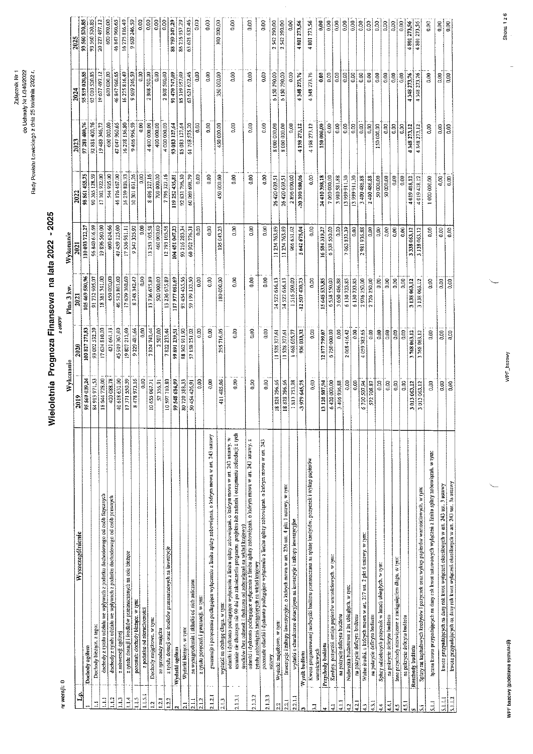Załącznik Nr 1
do Uchwały Nr L/346/2022
Rady Powiatu Łowickiego z dnia 25 kwietnia 2022 r.

nr wersji: 0

# Wieloletnia Prognoza Finansowa na lata 2022 - 2025

z oWPF

| Lp. | Wyszczególnienie | Wykonanie 2019 | Wykonanie 2020 | Plan 3 kw. 2021 | Wykonanie 2021 | 2022 | 2023 | 2024 | 2025 |
|---|---|---|---|---|---|---|---|---|---|
| 1 | Dochody ogółem | 95 569 039,24 | 100 827 272,83 | 105 469 580,96 | 110 093 712,27 | 98 861 455,75 | 97 281 400,76 | 95 819 020,85 | 93 560 520,85 |
| 1.1 | Dochody bieżące, z tego: | 84 913 971,53 | 93 002 532,39 | 91 732 905,07 | 96 840 616,09 | 90 365 128,59 | 92 881 400,76 | 93 010 520,85 | 93 560 520,85 |
| 1.1.1 | dochody z tytułu udziału we wpływach z podatku dochodowego od osób fizycznych | 18 944 728,00 | 17 624 810,00 | 18 381 341,00 | 19 896 560,00 | 17 102 922,00 | 19 488 346,72 | 19 677 497,12 | 20 227 497,12 |
| 1.1.2 | dochody z tytułu udziału we wpływach z podatku dochodowego od osób prawnych | 400 088,78 | 421 661,13 | 450 000,00 | 600 624,66 | 544 905,00 | 600 000,00 | 600 000,00 | 600 000,00 |
| 1.1.3 | z subwencji ogólnej | 40 618 631,00 | 45 910 367,00 | 46 513 861,00 | 49 459 123,00 | 46 176 402,00 | 47 047 960,65 | 46 847 960,65 | 46 847 960,65 |
| 1.1.4 | z tytułu dotacji i środków przeznaczonych na cele bieżące | 17 371 550,59 | 19 807 212,60 | 17 639 360,60 | 17 536 981,11 | 16 239 803,33 | 16 278 136,80 | 16 275 816,49 | 16 275 816,49 |
| 1.1.5 | pozostałe dochody bieżące, w tym: | 8 478 973,16 | 9 229 481,66 | 8 748 342,47 | 9 347 325,92 | 10 301 031,26 | 9 466 956,59 | 9 609 246,59 | 9 609 246,59 |
| 1.1.5.1 | z podatku od nieruchomości | 0,00 | 0,00 | 0,00 | 0,00 | 0,00 | 0,00 | 0,00 | 0,00 |
| 1.2 | Dochody majątkowe, w tym: | 10 655 067,71 | 7 824 740,44 | 13 736 675,89 | 13 253 105,58 | 8 496 327,16 | 4 400 000,00 | 2 808 500,00 | 0,00 |
| 1.2.1 | ze sprzedaży majątku | 57 356,91 | 2 507,00 | 500 000,00 | 460 000,00 | 700 000,00 | 400 000,00 | 0,00 | 0,00 |
| 1.2.2 | z tytułu dotacji oraz środków przeznaczonych na inwestycje | 10 597 710,80 | 7 822 233,44 | 13 236 675,89 | 12 793 105,58 | 7 796 327,16 | 4 000 000,00 | 2 808 500,00 | 0,00 |
| 2 | Wydatki ogółem | 99 548 684,99 | 99 891 239,51 | 117 977 051,69 | 104 451 047,23 | 119 252 435,81 | 93 083 127,64 | 91 470 747,09 | 88 759 247,29 |
| 2.1 | Wydatki bieżące, w tym: | 80 720 388,33 | 88 362 911,90 | 93 454 435,56 | 93 216 283,34 | 92 831 796,30 | 85 083 127,64 | 85 319 957,09 | 86 216 957,29 |
| 2.1.1 | na wynagrodzenia i składki od nich naliczane | 50 454 426,91 | 57 158 251,02 | 59 199 133,50 | 60 902 776,31 | 60 069 698,79 | 61 768 575,20 | 63 621 632,46 | 63 621 632,46 |
| 2.1.2 | z tytułu poręczeń i gwarancji, w tym: | 0,00 | 0,00 | 0,00 | 0,00 | 0,00 | 0,00 | 0,00 | 0,00 |
| 2.1.2.1 | gwarancje i poręczenia podlegające wyłączeniu z limitu spłaty zobowiązań, o którym mowa w art. 243 ustawy | 0,00 | 0,00 | 0,00 | 0,00 | 0,00 | 0,00 | 0,00 | 0,00 |
| 2.1.3 | wydatki na obsługę długu, w tym: | 411 485,06 | 295 716,05 | 189 000,00 | 195 043,23 | 450 000,00 | 450 000,00 | 350 000,00 | 300 000,00 |
| 2.1.3.1 | odsetki i dyskonto podlegające wyłączeniu z limitu spłaty zobowiązań, o którym mowa w art. 243 ustawy, w terminie nie dłuższym niż 90 dni po zakończeniu programu, projektu lub zadania i otrzymaniu refundacji z tych środków (bez odsetek i dyskonta od zobowiązań na wkład krajowy) | 0,00 | 0,00 | 0,00 | 0,00 | 0,00 | 0,00 | 0,00 | 0,00 |
| 2.1.3.2 | odsetki i dyskonto podlegające wyłączeniu z limitu spłaty zobowiązań, o którym mowa w art. 243 ustawy, z tytułu zobowiązań zaciągniętych na wkład krajowy | 0,00 | 0,00 | 0,00 | 0,00 | 0,00 | 0,00 | 0,00 | 0,00 |
| 2.1.3.3 | pozostałe odsetki i dyskonto podlegające wyłączeniu z limitu spłaty zobowiązań, o którym mowa w art. 243 ustawy | 0,00 | 0,00 | 0,00 | 0,00 | 0,00 | 0,00 | 0,00 | 0,00 |
| 2.2 | Wydatki majątkowe, w tym: | 18 828 296,66 | 11 528 327,61 | 24 522 616,13 | 11 234 763,89 | 26 420 639,51 | 8 000 000,00 | 6 150 790,00 | 2 542 290,00 |
| 2.2.1 | Inwestycje i zakupy inwestycyjne, o których mowa w art. 236 ust. 4 pkt 1 ustawy, w tym: | 18 828 296,66 | 11 528 327,61 | 24 522 616,13 | 11 234 763,89 | 26 420 639,51 | 8 000 000,00 | 6 150 790,00 | 2 542 290,00 |
| 2.2.1.1 | wydatki o charakterze dotacyjnym na inwestycje i zakupy inwestycyjne | 1 813 753,08 | 1 468 605,77 | 1 516 500,00 | 966 631,02 | 2 896 000,00 | 0,00 | 0,00 | 0,00 |
| 3 | Wynik budżetu | -3 979 645,75 | 936 033,32 | -12 507 470,73 | 5 642 675,04 | -20 390 980,06 | 4 198 273,12 | 4 348 273,76 | 4 801 273,56 |
| 3.1 | Kwota prognozowanej nadwyżki budżetu przeznaczana na spłatę kredytów, pożyczek i wykup papierów wartościowych | 0,00 | 0,00 | 0,00 | 0,00 | 0,00 | 4 198 273,12 | 4 348 273,76 | 4 801 273,56 |
| 4 | Przychody budżetu | 13 120 507,94 | 12 877 799,07 | 15 645 533,85 | 16 584 319,27 | 24 410 398,18 | 150 000,00 | 0,00 | 0,00 |
| 4.1 | Kredyty, pożyczki, emisja papierów wartościowych, w tym: | 6 420 000,00 | 6 750 000,00 | 6 538 550,00 | 6 538 550,00 | 7 050 000,00 | 0,00 | 0,00 | 0,00 |
| 4.1.1 | na pokrycie deficytu budżetu | 3 406 936,88 | 0,00 | 3 650 486,88 | 0,00 | 3 080 581,88 | 0,00 | 0,00 | 0,00 |
| 4.2 | Nadwyżka budżetowa z lat ubiegłych, w tym: | 0,00 | 2 068 416,42 | 6 130 733,85 | 7 063 832,39 | 13 959 911,30 | 0,00 | 0,00 | 0,00 |
| 4.2.1 | na pokrycie deficytu budżetu | 0,00 | 0,00 | 6 130 733,85 | 0,00 | 13 959 911,30 | 0,00 | 0,00 | 0,00 |
| 4.3 | Wolne środki, o których mowa w art. 217 ust. 2 pkt 6 ustawy, w tym: | 6 700 507,94 | 4 059 382,65 | 2 976 250,00 | 2 981 936,88 | 3 400 486,88 | 0,00 | 0,00 | 0,00 |
| 4.3.1 | na pokrycie deficytu budżetu | 572 708,87 | 0,00 | 2 726 250,00 | 0,00 | 2 400 486,88 | 0,00 | 0,00 | 0,00 |
| 4.4 | Spłaty udzielonych pożyczek w latach ubiegłych, w tym: | 0,00 | 0,00 | 0,00 | 0,00 | 50 000,00 | 150 000,00 | 0,00 | 0,00 |
| 4.4.1 | na pokrycie deficytu budżetu | 0,00 | 0,00 | 0,00 | 0,00 | 50 000,00 | 0,00 | 0,00 | 0,00 |
| 4.5 | Inne przychody niezwiązane z zaciągnięciem długu, w tym: | 0,00 | 0,00 | 0,00 | 0,00 | 0,00 | 0,00 | 0,00 | 0,00 |
| 4.5.1 | na pokrycie deficytu budżetu | 0,00 | 0,00 | 0,00 | 0,00 | 0,00 | 0,00 | 0,00 | 0,00 |
| 5 | Rozchody budżetu | 3 013 063,12 | 3 768 063,12 | 3 138 063,12 | 3 338 063,12 | 4 019 418,12 | 4 348 273,12 | 4 348 273,76 | 4 801 273,56 |
| 5.1 | Spłaty rat kapitałowych kredytów i pożyczek oraz wykup papierów wartościowych, w tym: | 3 013 063,12 | 3 768 063,12 | 3 138 063,12 | 3 138 063,12 | 4 019 418,12 | 4 348 273,12 | 4 348 273,76 | 4 801 273,56 |
| 5.1.1 | łączna kwota przypadających na dany rok kwot ustawowych wyłączeń z limitu spłaty zobowiązań, w tym: | 0,00 | 0,00 | 0,00 | 0,00 | 1 000 000,00 | 0,00 | 0,00 | 0,00 |
| 5.1.1.1 | kwota przypadających na dany rok kwot wyłączeń określonych w art. 243 ust. 3 ustawy | 0,00 | 0,00 | 0,00 | 0,00 | 0,00 | 0,00 | 0,00 | 0,00 |
| 5.1.1.2 | kwota przypadających na dany rok kwot wyłączeń określonych w art. 243 ust. 3a ustawy | 0,00 | 0,00 | 0,00 | 0,00 | 0,00 | 0,00 | 0,00 | 0,00 |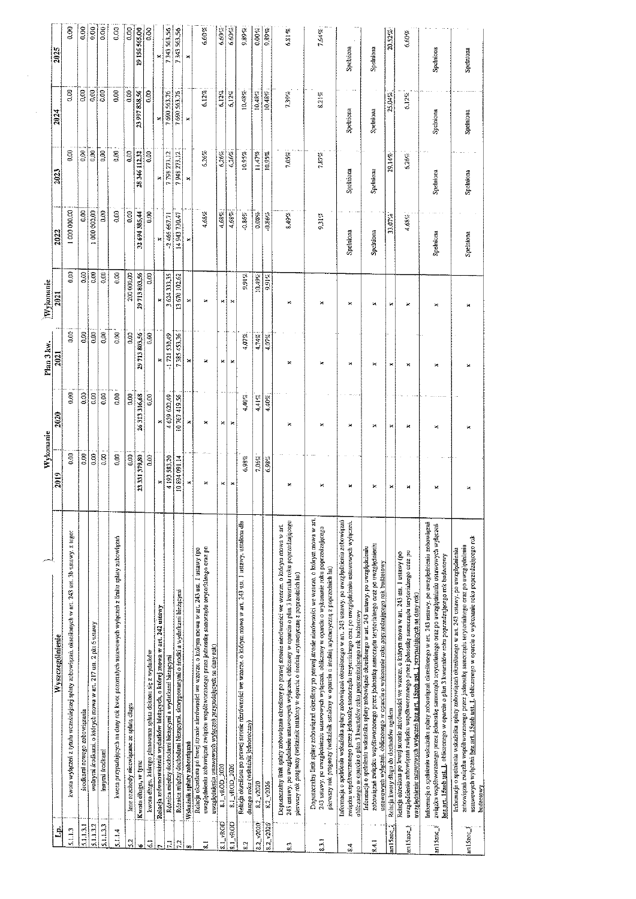| Lp. | Wyszczególnienie | Wykonanie 2019 | Wykonanie 2020 | Plan 3 kw. 2021 | Wykonanie 2021 | 2022 | 2023 | 2024 | 2025 |
|---|---|---|---|---|---|---|---|---|---|
| 5.1.1.3 | kwota wyłączeń z tytułu wcześniejszej spłaty zobowiązań, określonych w art. 243 ust. 3b ustawy, z tego: | 0,00 | 0,00 | 0,00 | 0,00 | 1 000 000,00 | 0,00 | 0,00 | 0,00 |
| 5.1.1.3.1 | środkami nowego zobowiązania | 0,00 | 0,00 | 0,00 | 0,00 | 0,00 | 0,00 | 0,00 | 0,00 |
| 5.1.1.3.2 | wolnymi środkami, o których mowa w art. 217 ust. 2 pkt 6 ustawy | 0,00 | 0,00 | 0,00 | 0,00 | 1 000 000,00 | 0,00 | 0,00 | 0,00 |
| 5.1.1.3.3 | innymi środkami | 0,00 | 0,00 | 0,00 | 0,00 | 0,00 | 0,00 | 0,00 | 0,00 |
| 5.1.1.4 | kwota przypadających na dany rok kwot ponoszonych ustawowych wyłączeń z limitu spłaty zobowiązań | 0,00 | 0,00 | 0,00 | 0,00 | 0,00 | 0,00 | 0,00 | 0,00 |
| 5.2 | Inne rozchody niezwiązane ze spłatą długu | 0,00 | 0,00 | 0,00 | 200 000,00 | 0,00 | 0,00 | 0,00 | 0,00 |
| 6 | Kwota długu, w tym | 23 331 379,80 | 26 313 316,68 | 29 713 803,56 | 29 713 803,56 | 32 694 385,44 | 28 346 112,32 | 23 997 838,56 | 19 196 565,00 |
| 6.1 | kwota długu, którego planowana spłata dokona się z wydatków | 0,00 | 0,00 | 0,00 | 0,00 | 0,00 | 0,00 | 0,00 | 0,00 |
| 7 | Relacja zrównoważenia wydatków bieżących, o której mowa w art. 242 ustawy | x | x | x | x | x | x | x | x |
| 7.1 | Różnica między dochodami bieżącymi a wydatkami bieżącymi | 4 193 583,29 | 4 639 620,49 | -1 721 539,49 | 3 624 333,35 | -2 466 667,71 | 7 798 273,12 | 7 690 563,76 | 7 343 563,56 |
| 7.2 | Różnica między dochodami bieżącymi, skorygowanymi o środki a wydatkami bieżącymi | 10 894 091,14 | 10 767 419,56 | 7 385 453,36 | 13 670 102,62 | 14 943 730,47 | 7 948 273,12 | 7 690 563,76 | 7 343 563,56 |
| 8 | Wskaźnik spłaty zobowiązań | x | x | x | x | x | x | x | x |
| 8.1 | Relacja określona po lewej stronie nierówności we wzorze, o którym mowa w art. 243 ust. 1 ustawy (po uwzględnieniu zobowiązań związku współtworzonego przez jednostkę samorządu terytorialnego oraz po uwzględnieniu ustawowych wyłączeń przypadających na dany rok) | x | x | x | x | 4,68% | 6,26% | 6,12% | 6,60% |
| 8.1_vROD | 8.1_vROD_2020 | x | x | x | x | 4,68% | 6,26% | 6,12% | 6,60% |
| 8.1_vROD | 8.1_vROD_2026 | x | x | x | x | 4,68% | 6,26% | 6,12% | 6,60% |
| 8.2 | Relacja określona po prawej stronie nierówności we wzorze, o którym mowa w art. 243 ust. 1 ustawy, ustalona dla danego roku (wskaźnik jednoroczny) | 6,98% | 4,40% | 4,07% | 9,91% | -0,86% | 10,95% | 10,48% | 9,89% |
| 8.2_v2020 | 8.2_v2020 | 7,06% | 4,41% | 4,74% | 10,49% | 0,08% | 11,47% | 10,48% | 0,00% |
| 8.2_v2026 | 8.2_v2026 | 6,98% | 4,40% | 4,07% | 9,91% | -0,86% | 10,95% | 10,48% | 9,89% |
| 8.3 | Dopuszczalny limit spłaty zobowiązań określony po prawej stronie nierówności we wzorze, o którym mowa w art. 243 ustawy, po uwzględnieniu ustawowych wyłączeń, obliczony w oparciu o plan 3 kwartału roku poprzedzającego pierwszy rok prognozy (wskaźnik ustalony w oparciu o średnią arytmetyczną z poprzednich lat) | x | x | x | x | 8,49% | 7,03% | 7,39% | 6,81% |
| 8.3.1 | Dopuszczalny limit spłaty zobowiązań określony po prawej stronie nierówności we wzorze, o którym mowa w art. 243 ustawy, po uwzględnieniu ustawowych wyłączeń, obliczony w oparciu o wykonanie roku poprzedzającego pierwszy rok prognozy (wskaźnik ustalony w oparciu o średnią arytmetyczną z poprzednich lat) | x | x | x | x | 9,31% | 7,87% | 8,21% | 7,64% |
| 8.4 | Informacja o spełnieniu wskaźnika spłaty zobowiązań określonego w art. 243 ustawy, po uwzględnieniu zobowiązań związku współtworzonego przez jednostkę samorządu terytorialnego oraz po uwzględnieniu ustawowych wyłączeń, obliczonego w oparciu o plan 3 kwartałów roku poprzedzającego rok budżetowy | x | x | x | x | Spełniona | Spełniona | Spełniona | Spełniona |
| 8.4.1 | Informacja o spełnieniu wskaźnika spłaty zobowiązań określonego w art. 243 ustawy, po uwzględnieniu zobowiązań związku współtworzonego przez jednostkę samorządu terytorialnego oraz po uwzględnieniu ustawowych wyłączeń, obliczonego w oparciu o wykonanie roku poprzedzającego rok budżetowy | x | x | x | x | Spełniona | Spełniona | Spełniona | Spełniona |
| art15zoc_ | Relacja kwoty długu do dochodów ogółem | x | x | x | x | 33,07% | 29,14% | 25,04% | 20,52% |
| art15zoc_ | Relacja określona po lewej stronie nierówności we wzorze, o którym mowa w art. 243 ust. 1 ustawy (po uwzględnieniu zobowiązań związku współtworzonego przez jednostkę samorządu terytorialnego oraz po uwzględnieniu ustawowych wyłączeń bez art. 15zob ust. 1 przypadających na dany rok) | x | x | x | x | 4,68% | 6,26% | 6,12% | 6,60% |
| art15zoc_ | Informacja o spełnieniu wskaźnika spłaty zobowiązań określonego w art. 243 ustawy, po uwzględnieniu zobowiązań związku współtworzonego przez jednostkę samorządu terytorialnego oraz po uwzględnieniu ustawowych wyłączeń bez art. 15zob ust. 1, obliczonego w oparciu o plan 3 kwartałów roku poprzedzającego rok budżetowy | x | x | x | x | Spełniona | Spełniona | Spełniona | Spełniona |
| art15zoc_ | Informacja o spełnieniu wskaźnika spłaty zobowiązań określonego w art. 243 ustawy, po uwzględnieniu zobowiązań związku współtworzonego przez jednostkę samorządu terytorialnego oraz po uwzględnieniu ustawowych wyłączeń bez art. 15zob ust. 1, obliczonego w oparciu o wykonanie roku poprzedzającego rok budżetowy | x | x | x | x | Spełniona | Spełniona | Spełniona | Spełniona |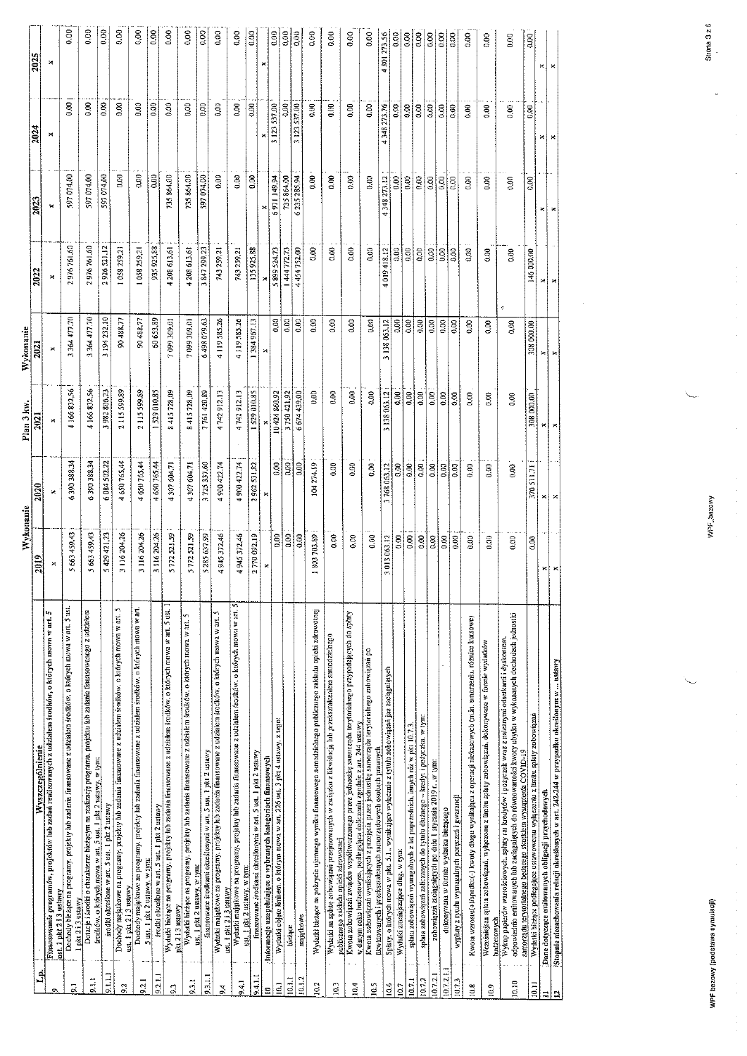| Lp. | Wyszczególnienie | Wykonanie 2019 | Wykonanie 2020 | Plan 3 kw. 2021 | Wykonanie 2021 | 2022 | 2023 | 2024 | 2025 |
|---|---|---|---|---|---|---|---|---|---|
| 9 | Finansowanie programów, projektów lub zadań realizowanych z udziałem środków, o których mowa w art. 5 ust. 1 pkt 2 i 3 ustawy | x | x | x | x | x | x | x | x |
| 9.1 | Dochody bieżące na programy, projekty lub zadania finansowane z udziałem środków, o których mowa w art. 5 ust. 1 pkt 2 i 3 ustawy | 5 663 459,43 | 6 390 388,34 | 4 166 832,56 | 3 364 477,70 | 2 976 761,60 | 597 074,00 | 0,00 | 0,00 |
| 9.1.1 | Dotacje i środki o charakterze bieżącym na realizację programu, projektu lub zadania finansowanego z udziałem środków, o których mowa w art. 5 ust. 1 pkt 2 ustawy, w tym: | 5 663 459,43 | 6 390 388,34 | 4 166 832,56 | 3 364 477,70 | 2 976 761,60 | 597 074,00 | 0,00 | 0,00 |
| 9.1.1.1 | środki określone w art. 5 ust. 1 pkt 2 ustawy | 5 429 421,23 | 6 084 502,22 | 3 983 800,23 | 3 194 232,10 | 2 926 521,12 | 597 074,00 | 0,00 | 0,00 |
| 9.2 | Dochody majątkowe na programy, projekty lub zadania finansowane z udziałem środków, o których mowa w art. 5 ust. 1 pkt 2 i 3 ustawy | 3 116 204,26 | 4 650 765,44 | 2 115 599,89 | 90 488,77 | 1 058 259,21 | 0,00 | 0,00 | 0,00 |
| 9.2.1 | Dochody majątkowe na programy, projekty lub zadania finansowane z udziałem środków, o których mowa w art. 5 ust. 1 pkt 2 ustawy, w tym: | 3 116 204,26 | 4 650 765,44 | 2 115 599,89 | 90 488,77 | 1 058 259,21 | 0,00 | 0,00 | 0,00 |
| 9.2.1.1 | środki określone w art. 5 ust. 1 pkt 2 ustawy | 3 116 204,26 | 4 650 765,44 | 1 529 010,85 | 50 653,89 | 935 925,88 | 0,00 | 0,00 | 0,00 |
| 9.3 | Wydatki bieżące na programy, projekty lub zadania finansowane z udziałem środków, o których mowa w art. 5 ust. 1 pkt 2 i 3 ustawy | 5 772 521,59 | 4 307 604,71 | 8 415 728,09 | 7 099 309,01 | 4 208 613,61 | 735 864,00 | 0,00 | 0,00 |
| 9.3.1 | Wydatki bieżące na programy, projekty lub zadania finansowane z udziałem środków, o których mowa w art. 5 ust. 1 pkt 2 ustawy, w tym: | 5 772 521,59 | 4 307 604,71 | 8 415 728,09 | 7 099 309,01 | 4 208 613,61 | 735 864,00 | 0,00 | 0,00 |
| 9.3.1.1 | finansowane środkami określonymi w art. 5 ust. 1 pkt 2 ustawy | 5 285 637,59 | 3 725 337,60 | 7 761 420,89 | 6 498 079,63 | 3 847 299,23 | 597 074,00 | 0,00 | 0,00 |
| 9.4 | Wydatki majątkowe na programy, projekty lub zadania finansowane z udziałem środków, o których mowa w art. 5 ust. 1 pkt 2 i 3 ustawy | 4 945 372,46 | 4 900 422,74 | 4 742 912,13 | 4 119 585,26 | 743 259,21 | 0,00 | 0,00 | 0,00 |
| 9.4.1 | Wydatki majątkowe na programy, projekty lub zadania finansowane z udziałem środków, o których mowa w art. 5 ust. 1 pkt 2 ustawy, w tym: | 4 945 372,46 | 4 900 422,74 | 4 742 912,13 | 4 119 585,26 | 743 259,21 | 0,00 | 0,00 | 0,00 |
| 9.4.1.1 | finansowane środkami określonymi w art. 5 ust. 1 pkt 2 ustawy | 2 770 092,19 | 2 962 531,82 | 1 529 010,85 | 1 384 967,13 | 135 925,88 | 0,00 | 0,00 | 0,00 |
| 10 | Informacje uzupełniające o wybranych kategoriach finansowych | x | x | x | x | x | x | x | x |
| 10.1 | Wydatki objęte limitem, o którym mowa w art. 226 ust. 3 pkt 4 ustawy, z tego: | 0,00 | 0,00 | 10 424 860,92 | 0,00 | 5 899 524,73 | 6 971 149,94 | 3 123 537,00 | 0,00 |
| 10.1.1 | bieżące | 0,00 | 0,00 | 3 750 421,92 | 0,00 | 1 444 772,73 | 735 864,00 | 0,00 | 0,00 |
| 10.1.2 | majątkowe | 0,00 | 0,00 | 6 674 439,00 | 0,00 | 4 454 752,00 | 6 235 285,94 | 3 123 537,00 | 0,00 |
| 10.2 | Wydatki bieżące na pokrycie ujemnego wyniku finansowego samodzielnego publicznego zakładu opieki zdrowotnej | 1 803 703,89 | 104 274,19 | 0,00 | 0,00 | 0,00 | 0,00 | 0,00 | 0,00 |
| 10.3 | Wydatki na spłatę zobowiązań przejmowanych w związku z likwidacją lub przekształceniem samodzielnego publicznego zakładu opieki zdrowotnej | 0,00 | 0,00 | 0,00 | 0,00 | 0,00 | 0,00 | 0,00 | 0,00 |
| 10.4 | Kwota zobowiązań związku współtworzonego przez jednostkę samorządu terytorialnego przypadających do spłaty w danym roku budżetowym, podlegająca doliczeniu zgodnie z art. 244 ustawy | 0,00 | 0,00 | 0,00 | 0,00 | 0,00 | 0,00 | 0,00 | 0,00 |
| 10.5 | Kwota zobowiązań wynikających z przejęcia przez jednostkę samorządu terytorialnego zobowiązań po likwidowanych i przekształcanych samorządowych osobach prawnych | 0,00 | 0,00 | 0,00 | 0,00 | 0,00 | 0,00 | 0,00 | 0,00 |
| 10.6 | Spłaty, o których mowa w pkt. 5.1., wynikające wyłącznie z tytułu zobowiązań już zaciągniętych | 3 013 063,12 | 3 768 063,12 | 3 138 063,12 | 3 138 063,12 | 4 019 418,12 | 4 348 273,12 | 4 348 273,76 | 4 801 273,56 |
| 10.7 | Wydatki zmniejszające dług, w tym: | 0,00 | 0,00 | 0,00 | 0,00 | 0,00 | 0,00 | 0,00 | 0,00 |
| 10.7.1 | spłata zobowiązań wymagalnych z lat poprzednich, innych niż w pkt 10.7.3. | 0,00 | 0,00 | 0,00 | 0,00 | 0,00 | 0,00 | 0,00 | 0,00 |
| 10.7.2 | spłata zobowiązań zaliczanych do tytułu dłużnego – kredyt i pożyczka, w tym: | 0,00 | 0,00 | 0,00 | 0,00 | 0,00 | 0,00 | 0,00 | 0,00 |
| 10.7.2.1 | zobowiązań zaciągniętych po dniu 1 stycznia 2019 r., w tym: | 0,00 | 0,00 | 0,00 | 0,00 | 0,00 | 0,00 | 0,00 | 0,00 |
| 10.7.2.1.1 | dokonywana w formie wydatku bieżącego | 0,00 | 0,00 | 0,00 | 0,00 | 0,00 | 0,00 | 0,00 | 0,00 |
| 10.7.3 | wypłaty z tytułu wymagalnych poręczeń i gwarancji | 0,00 | 0,00 | 0,00 | 0,00 | 0,00 | 0,00 | 0,00 | 0,00 |
| 10.8 | Kwota wzrostu(+)/spadku(-) kwoty długu wynikająca z operacji niekasowych (m.in. umorzenia, różnice kursowe) | 0,00 | 0,00 | 0,00 | 0,00 | 0,00 | 0,00 | 0,00 | 0,00 |
| 10.9 | Wcześniejsza spłata zobowiązań, wyłączona z limitu spłaty zobowiązań, dokonywana w formie wydatków budżetowych | 0,00 | 0,00 | 0,00 | 0,00 | 0,00 | 0,00 | 0,00 | 0,00 |
| 10.10 | Wykup papierów wartościowych, spłaty rat kredytów i pożyczek wraz z należnymi odsetkami i dyskontem, odpowiednio emitowanych lub zaciągniętych do równowartości kwoty ubytku w wykonanych dochodach jednostki samorządu terytorialnego będącego skutkiem wystąpienia COVID-19 | 0,00 | 0,00 | 0,00 | 0,00 | 0,00 | 0,00 | 0,00 | 0,00 |
| 10.11 | Wydatki bieżące podlegające ustawowemu wyłączeniu z limitu spłaty zobowiązań | 0,00 | 370 511,71 | 308 000,00 | 308 000,00 | 140 000,00 | 0,00 | 0,00 | 0,00 |
| 11 | Dane dotyczące emitowanych obligacji przychodowych | x | x | x | x | x | x | x | x |
| 12 | Stopnie niezachowania relacji określonych w art. 242-244 w przypadku określonym w ... ustawy | x | x | x | x | x | x | x | x |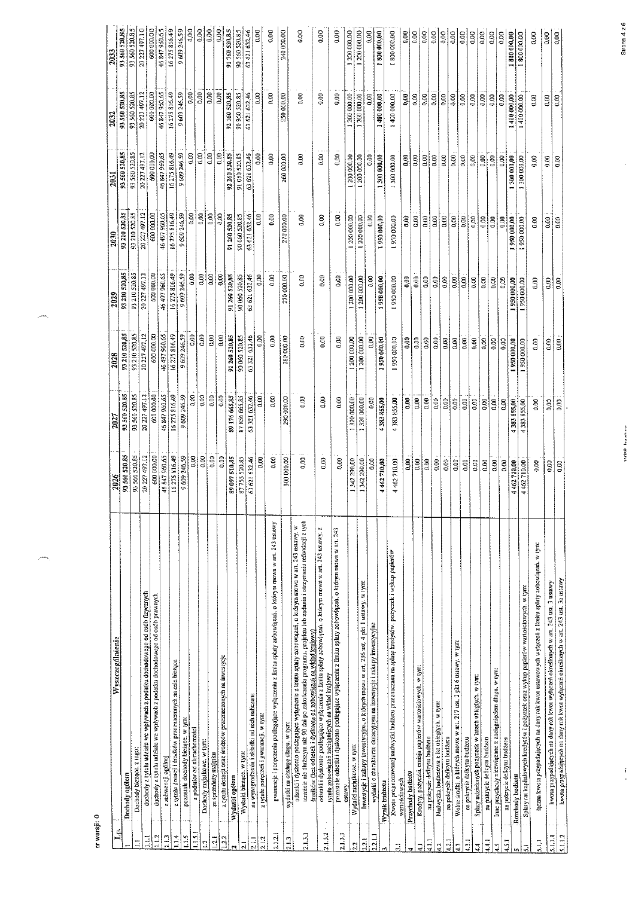| Lp. | Wyszczególnienie | 2026 | 2027 | 2028 | 2029 | 2030 | 2031 | 2032 | 2033 |
|---|---|---|---|---|---|---|---|---|---|
| 1 | Dochody ogółem | 93 560 520,85 | 93 560 520,85 | 93 210 520,85 | 93 210 520,85 | 93 210 520,85 | 93 560 520,85 | 93 560 520,85 | 93 560 520,85 |
| 1.1 | Dochody bieżące, z tego: | 93 560 520,85 | 93 560 520,85 | 93 210 520,85 | 93 210 520,85 | 93 210 520,85 | 93 560 520,85 | 93 560 520,85 | 93 560 520,85 |
| 1.1.1 | dochody z tytułu udziału we wpływach z podatku dochodowego od osób fizycznych | 20 227 497,12 | 20 227 497,12 | 20 227 497,12 | 20 227 497,12 | 20 227 497,12 | 20 227 497,12 | 20 227 497,12 | 20 227 497,12 |
| 1.1.2 | dochody z tytułu udziału we wpływach z podatku dochodowego od osób prawnych | 600 000,00 | 600 000,00 | 600 000,00 | 600 000,00 | 600 000,00 | 600 000,00 | 600 000,00 | 600 000,00 |
| 1.1.3 | z subwencji ogólnej | 46 847 960,65 | 46 847 960,65 | 46 497 960,65 | 46 497 960,65 | 46 497 960,65 | 46 847 960,65 | 46 847 960,65 | 46 847 960,65 |
| 1.1.4 | z tytułu dotacji i środków przeznaczonych na cele bieżące | 16 275 816,49 | 16 275 816,49 | 16 275 816,49 | 16 275 816,49 | 16 275 816,49 | 16 275 816,49 | 16 275 816,49 | 16 275 816,49 |
| 1.1.5 | pozostałe dochody bieżące, w tym: | 9 609 246,59 | 9 609 246,59 | 9 609 246,59 | 9 609 246,59 | 9 609 246,59 | 9 609 246,59 | 9 609 246,59 | 9 609 246,59 |
| 1.1.5.1 | z podatku od nieruchomości | 0,00 | 0,00 | 0,00 | 0,00 | 0,00 | 0,00 | 0,00 | 0,00 |
| 1.2 | Dochody majątkowe, w tym: | 0,00 | 0,00 | 0,00 | 0,00 | 0,00 | 0,00 | 0,00 | 0,00 |
| 1.2.1 | ze sprzedaży majątku | 0,00 | 0,00 | 0,00 | 0,00 | 0,00 | 0,00 | 0,00 | 0,00 |
| 1.2.2 | z tytułu dotacji oraz środków przeznaczonych na inwestycje | 0,00 | 0,00 | 0,00 | 0,00 | 0,00 | 0,00 | 0,00 | 0,00 |
| 2 | Wydatki ogółem | 89 097 810,85 | 89 176 665,85 | 91 260 520,85 | 91 260 520,85 | 91 260 520,85 | 92 260 520,85 | 92 160 520,85 | 91 760 520,85 |
| 2.1 | Wydatki bieżące, w tym: | 87 755 520,85 | 87 856 665,85 | 90 060 520,85 | 90 060 520,85 | 90 060 520,85 | 91 060 520,85 | 90 960 520,85 | 90 560 520,85 |
| 2.1.1 | na wynagrodzenia i składki od nich naliczane | 63 621 632,46 | 63 321 632,46 | 63 321 632,46 | 63 621 632,46 | 63 621 632,46 | 63 621 632,46 | 63 621 632,46 | 63 621 632,46 |
| 2.1.2 | z tytułu poręczeń i gwarancji, w tym: | 0,00 | 0,00 | 0,00 | 0,00 | 0,00 | 0,00 | 0,00 | 0,00 |
| 2.1.2.1 | gwarancje i poręczenia podlegające wyłączeniu z limitu spłaty zobowiązań, o którym mowa w art. 243 ustawy | 0,00 | 0,00 | 0,00 | 0,00 | 0,00 | 0,00 | 0,00 | 0,00 |
| 2.1.3 | wydatki na obsługę długu, w tym: | 300 000,00 | 290 000,00 | 280 000,00 | 270 000,00 | 270 000,00 | 260 000,00 | 250 000,00 | 240 000,00 |
| 2.1.3.1 | odsetki i dyskonto podlegające wyłączeniu z limitu spłaty zobowiązań, o którym mowa w art. 243 ustawy, w terminie nie dłuższym niż 90 dni po zakończeniu programu, projektu lub zadania i otrzymaniu refundacji z tych środków (bez odsetek i dyskonta od zobowiązań na wkład krajowy) | 0,00 | 0,00 | 0,00 | 0,00 | 0,00 | 0,00 | 0,00 | 0,00 |
| 2.1.3.2 | odsetki i dyskonto podlegające wyłączeniu z limitu spłaty zobowiązań, o którym mowa w art. 243 ustawy, z tytułu zobowiązań zaciągniętych na wkład krajowy | 0,00 | 0,00 | 0,00 | 0,00 | 0,00 | 0,00 | 0,00 | 0,00 |
| 2.1.3.3 | pozostałe odsetki i dyskonto podlegające wyłączeniu z limitu spłaty zobowiązań, o którym mowa w art. 243 ustawy | 0,00 | 0,00 | 0,00 | 0,00 | 0,00 | 0,00 | 0,00 | 0,00 |
| 2.2 | Wydatki majątkowe, w tym: | 1 342 290,00 | 1 320 000,00 | 1 200 000,00 | 1 200 000,00 | 1 200 000,00 | 1 200 000,00 | 1 200 000,00 | 1 200 000,00 |
| 2.2.1 | Inwestycje i zakupy inwestycyjne, o których mowa w art. 236 ust. 4 pkt 1 ustawy, w tym: | 1 342 290,00 | 1 320 000,00 | 1 200 000,00 | 1 200 000,00 | 1 200 000,00 | 1 200 000,00 | 1 200 000,00 | 1 200 000,00 |
| 2.2.1.1 | wydatki o charakterze dotacyjnym na inwestycje i zakupy inwestycyjne | 0,00 | 0,00 | 0,00 | 0,00 | 0,00 | 0,00 | 0,00 | 0,00 |
| 3 | Wynik budżetu | 4 462 710,00 | 4 383 855,00 | 1 950 000,00 | 1 950 000,00 | 1 950 000,00 | 1 300 000,00 | 1 400 000,00 | 1 800 000,00 |
| 3.1 | Kwota prognozowanej nadwyżki budżetu przeznaczana na spłatę kredytów, pożyczek i wykup papierów wartościowych | 4 462 710,00 | 4 383 855,00 | 1 950 000,00 | 1 950 000,00 | 1 950 000,00 | 1 300 000,00 | 1 400 000,00 | 1 800 000,00 |
| 4 | Przychody budżetu | 0,00 | 0,00 | 0,00 | 0,00 | 0,00 | 0,00 | 0,00 | 0,00 |
| 4.1 | Kredyty, pożyczki, emisja papierów wartościowych, w tym: | 0,00 | 0,00 | 0,00 | 0,00 | 0,00 | 0,00 | 0,00 | 0,00 |
| 4.1.1 | na pokrycie deficytu budżetu | 0,00 | 0,00 | 0,00 | 0,00 | 0,00 | 0,00 | 0,00 | 0,00 |
| 4.2 | Nadwyżka budżetowa z lat ubiegłych, w tym: | 0,00 | 0,00 | 0,00 | 0,00 | 0,00 | 0,00 | 0,00 | 0,00 |
| 4.2.1 | na pokrycie deficytu budżetu | 0,00 | 0,00 | 0,00 | 0,00 | 0,00 | 0,00 | 0,00 | 0,00 |
| 4.3 | Wolne środki, o których mowa w art. 217 ust. 2 pkt 6 ustawy, w tym: | 0,00 | 0,00 | 0,00 | 0,00 | 0,00 | 0,00 | 0,00 | 0,00 |
| 4.3.1 | na pokrycie deficytu budżetu | 0,00 | 0,00 | 0,00 | 0,00 | 0,00 | 0,00 | 0,00 | 0,00 |
| 4.4 | Spłaty udzielonych pożyczek w latach ubiegłych, w tym: | 0,00 | 0,00 | 0,00 | 0,00 | 0,00 | 0,00 | 0,00 | 0,00 |
| 4.4.1 | na pokrycie deficytu budżetu | 0,00 | 0,00 | 0,00 | 0,00 | 0,00 | 0,00 | 0,00 | 0,00 |
| 4.5 | Inne przychody niezwiązane z zaciągnięciem długu, w tym: | 0,00 | 0,00 | 0,00 | 0,00 | 0,00 | 0,00 | 0,00 | 0,00 |
| 4.5.1 | na pokrycie deficytu budżetu | 0,00 | 0,00 | 0,00 | 0,00 | 0,00 | 0,00 | 0,00 | 0,00 |
| 5 | Rozchody budżetu | 4 462 710,00 | 4 383 855,00 | 1 950 000,00 | 1 950 000,00 | 1 950 000,00 | 1 300 000,00 | 1 400 000,00 | 1 800 000,00 |
| 5.1 | Spłaty rat kapitałowych kredytów i pożyczek oraz wykup papierów wartościowych, w tym: | 4 462 710,00 | 4 383 855,00 | 1 950 000,00 | 1 950 000,00 | 1 950 000,00 | 1 300 000,00 | 1 400 000,00 | 1 800 000,00 |
| 5.1.1 | łączna kwota przypadających na dany rok kwot ustawowych wyłączeń z limitu spłaty zobowiązań, w tym: | 0,00 | 0,00 | 0,00 | 0,00 | 0,00 | 0,00 | 0,00 | 0,00 |
| 5.1.1.1 | kwota przypadających na dany rok kwot wyłączeń określonych w art. 243 ust. 3 ustawy | 0,00 | 0,00 | 0,00 | 0,00 | 0,00 | 0,00 | 0,00 | 0,00 |
| 5.1.1.2 | kwota przypadających na dany rok kwot wyłączeń określonych w art. 243 ust. 3a ustawy | 0,00 | 0,00 | 0,00 | 0,00 | 0,00 | 0,00 | 0,00 | 0,00 |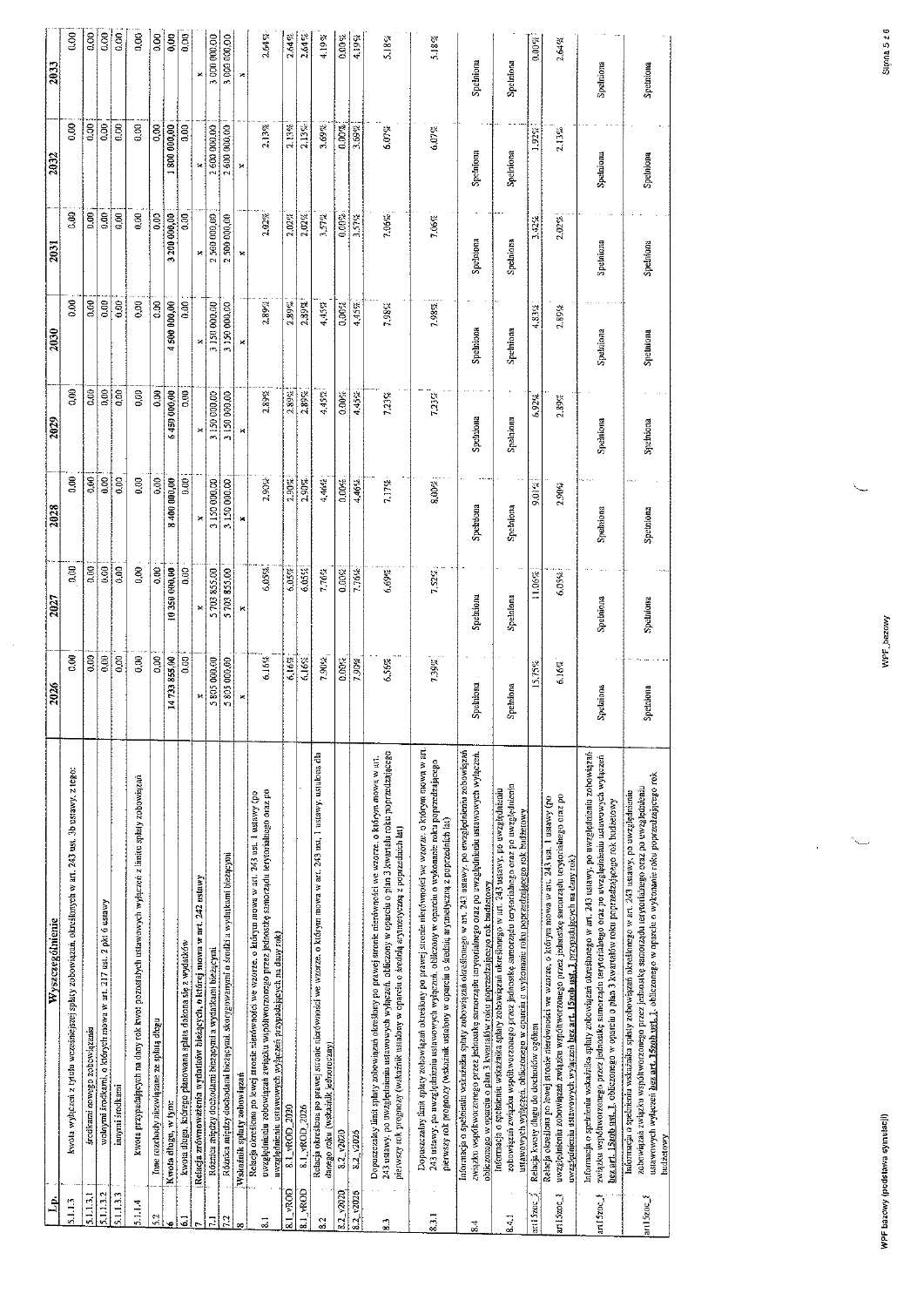| L.p. | Wyszczególnienie | 2026 | 2027 | 2028 | 2029 | 2030 | 2031 | 2032 | 2033 |
|---|---|---|---|---|---|---|---|---|---|
| 5.1.1.3 | kwota wyłączeń z tytułu wcześniejszej spłaty zobowiązań, określonych w art. 243 ust. 3b ustawy, z tego: | 0,00 | 0,00 | 0,00 | 0,00 | 0,00 | 0,00 | 0,00 | 0,00 |
| 5.1.1.3.1 | środkami nowego zobowiązania | 0,00 | 0,00 | 0,00 | 0,00 | 0,00 | 0,00 | 0,00 | 0,00 |
| 5.1.1.3.2 | wolnymi środkami, o których mowa w art. 217 ust. 2 pkt 6 ustawy | 0,00 | 0,00 | 0,00 | 0,00 | 0,00 | 0,00 | 0,00 | 0,00 |
| 5.1.1.3.3 | innymi środkami | 0,00 | 0,00 | 0,00 | 0,00 | 0,00 | 0,00 | 0,00 | 0,00 |
| 5.1.1.4 | kwota przypadających na dany rok kwot pozostałych ustawowych wyłączeń z limitu spłaty zobowiązań | 0,00 | 0,00 | 0,00 | 0,00 | 0,00 | 0,00 | 0,00 | 0,00 |
| 5.2 | Inne rozchody niezwiązane ze spłatą długu | 0,00 | 0,00 | 0,00 | 0,00 | 0,00 | 0,00 | 0,00 | 0,00 |
| 6 | Kwota długu, w tym: | 14 733 855,00 | 10 350 000,00 | 8 400 000,00 | 6 450 000,00 | 4 500 000,00 | 3 200 000,00 | 1 800 000,00 | 0,00 |
| 6.1 | kwota długu, którego planowana spłata dokona się z wydatków | 0,00 | 0,00 | 0,00 | 0,00 | 0,00 | 0,00 | 0,00 | 0,00 |
| 7 | Relacja zrównoważenia wydatków bieżących, o której mowa w art. 242 ustawy | x | x | x | x | x | x | x | x |
| 7.1 | Różnica między dochodami bieżącymi a wydatkami bieżącymi | 5 805 000,00 | 5 703 855,00 | 3 150 000,00 | 3 150 000,00 | 3 150 000,00 | 2 500 000,00 | 2 600 000,00 | 3 000 000,00 |
| 7.2 | Różnica między dochodami bieżącymi skorygowanymi o środki a wydatkami bieżącymi | 5 805 000,00 | 5 703 855,00 | 3 150 000,00 | 3 150 000,00 | 3 150 000,00 | 2 500 000,00 | 2 600 000,00 | 3 000 000,00 |
| 8 | Wskaźnik spłaty zobowiązań | x | x | x | x | x | x | x | x |
| 8.1 | Relacja określona po lewej stronie nierówności we wzorze, o którym mowa w art. 243 ust. 1 ustawy (po uwzględnieniu zobowiązań związku współtworzonego przez jednostkę samorządu terytorialnego oraz po uwzględnieniu ustawowych wyłączeń przypadających na dany rok) | 6,16% | 6,05% | 2,90% | 2,89% | 2,89% | 2,02% | 2,13% | 2,64% |
| 8.1_vROD | 8.1_vROD_2020 | 6,16% | 6,05% | 2,90% | 2,89% | 2,89% | 2,02% | 2,13% | 2,64% |
| 8.1_vROD | 8.1_vROD_2026 | 6,16% | 6,05% | 2,90% | 2,89% | 2,89% | 2,02% | 2,13% | 2,64% |
| 8.2 | Relacja określona po prawej stronie nierówności we wzorze, o którym mowa w art. 243 ust. 1 ustawy, ustalona dla danego roku (wskaźnik jednoroczny) | 7,90% | 7,76% | 4,46% | 4,45% | 4,45% | 3,57% | 3,69% | 4,19% |
| 8.2_v2020 | 8.2_v2020 | 0,00% | 0,00% | 0,00% | 0,00% | 0,00% | 0,00% | 0,00% | 0,00% |
| 8.2_v2026 | 8.2_v2026 | 7,90% | 7,76% | 4,46% | 4,45% | 4,45% | 3,57% | 3,69% | 4,19% |
| 8.3 | Dopuszczalny limit spłaty zobowiązań określony po prawej stronie nierówności we wzorze, o którym mowa w art. 243 ustawy, po uwzględnieniu ustawowych wyłączeń, obliczony w oparciu o plan 3 kwartału roku poprzedzającego pierwszy rok prognozy (wskaźnik ustalony w oparciu o średnią arytmetyczną z poprzednich lat) | 6,56% | 6,69% | 7,17% | 7,25% | 7,98% | 7,06% | 6,07% | 5,18% |
| 8.3.1 | Dopuszczalny limit spłaty zobowiązań określony po prawej stronie nierówności we wzorze, o którym mowa w art. 243 ustawy, po uwzględnieniu ustawowych wyłączeń, obliczony w oparciu o wykonanie roku poprzedzającego pierwszy rok prognozy (wskaźnik ustalony w oparciu o średnią arytmetyczną z poprzednich lat) | 7,39% | 7,52% | 8,00% | 7,25% | 7,98% | 7,06% | 6,07% | 5,18% |
| 8.4 | Informacja o spełnieniu wskaźnika spłaty zobowiązań określonego w art. 243 ustawy, po uwzględnieniu zobowiązań związku współtworzonego przez jednostkę samorządu terytorialnego oraz po uwzględnieniu ustawowych wyłączeń, obliczonego w oparciu o plan 3 kwartału roku poprzedzającego rok budżetowy | Spełniona | Spełniona | Spełniona | Spełniona | Spełniona | Spełniona | Spełniona | Spełniona |
| 8.4.1 | Informacja o spełnieniu wskaźnika spłaty zobowiązań określonego w art. 243 ustawy, po uwzględnieniu zobowiązań związku współtworzonego przez jednostkę samorządu terytorialnego oraz po uwzględnieniu ustawowych wyłączeń, obliczonego w oparciu o wykonanie roku poprzedzającego rok budżetowy | Spełniona | Spełniona | Spełniona | Spełniona | Spełniona | Spełniona | Spełniona | Spełniona |
| art15zoc_1 | Relacja kwoty długu do dochodów ogółem | 15,75% | 11,06% | 9,01% | 6,92% | 4,83% | 3,42% | 1,92% | 0,00% |
| art15zoc_3 | Relacja określona po lewej stronie nierówności we wzorze, o którym mowa w art. 243 ust. 1 ustawy (po uwzględnieniu zobowiązań związku współtworzonego przez jednostkę samorządu terytorialnego oraz po uwzględnieniu ustawowych wyłączeń **bez art. 15zoh ust. 1** przypadających na dany rok) | 6,16% | 6,05% | 2,90% | 2,89% | 2,89% | 2,02% | 2,13% | 2,64% |
| art15zoc_4 | Informacja o spełnieniu wskaźnika spłaty zobowiązań określonego w art. 243 ustawy, po uwzględnieniu zobowiązań związku współtworzonego przez jednostkę samorządu terytorialnego oraz po uwzględnieniu ustawowych wyłączeń **bez art. 15zoh ust. 1**, obliczonego w oparciu o plan 3 kwartału roku poprzedzającego rok budżetowy | Spełniona | Spełniona | Spełniona | Spełniona | Spełniona | Spełniona | Spełniona | Spełniona |
| art15zoc_5 | Informacja o spełnieniu wskaźnika spłaty zobowiązań określonego w art. 243 ustawy, po uwzględnieniu zobowiązań związku współtworzonego przez jednostkę samorządu terytorialnego oraz po uwzględnieniu ustawowych wyłączeń **bez art. 15zoh ust. 1**, obliczonego w oparciu o wykonanie roku poprzedzającego rok budżetowy | Spełniona | Spełniona | Spełniona | Spełniona | Spełniona | Spełniona | Spełniona | Spełniona |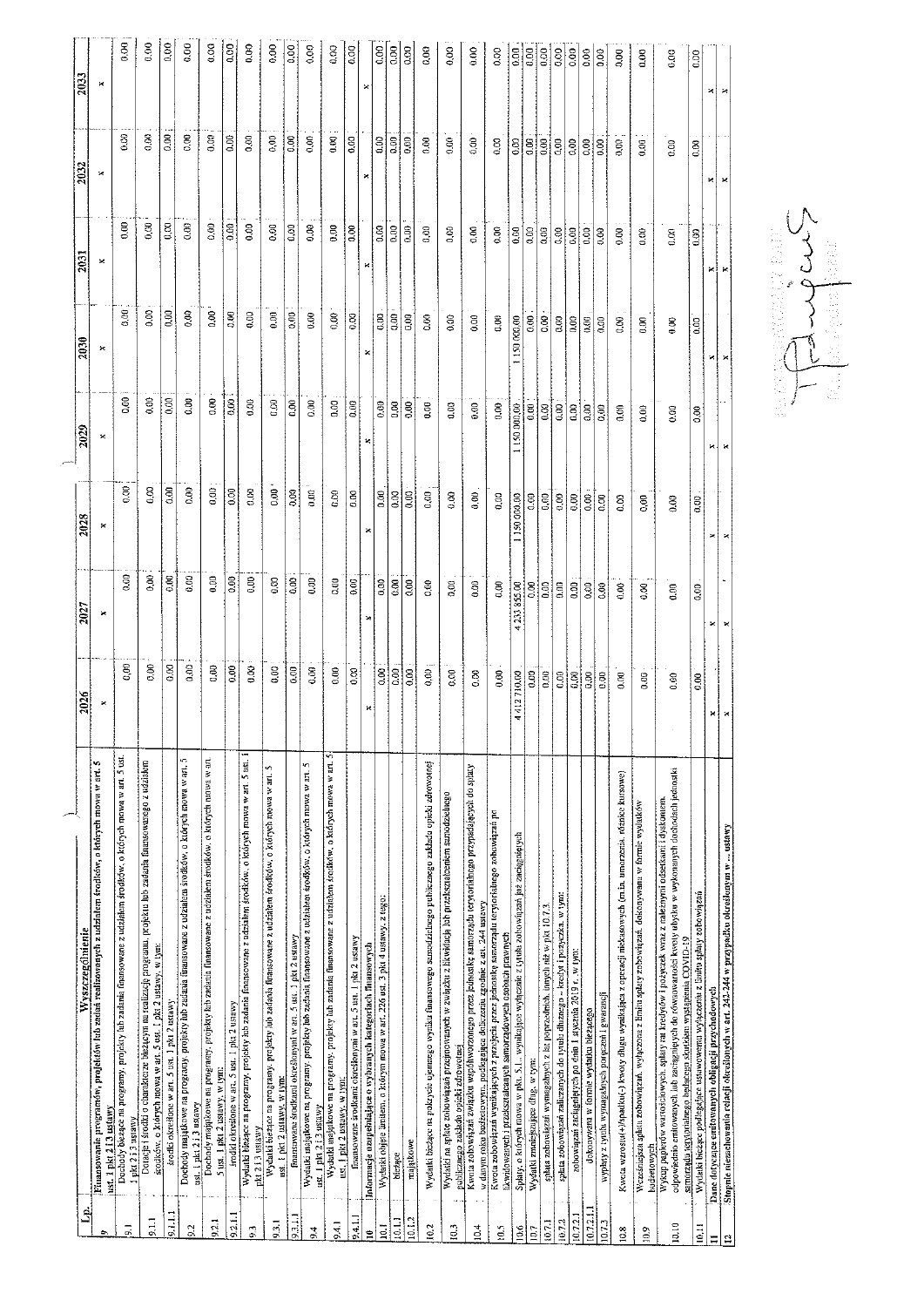| Lp. | Wyszczególnienie | 2026 | 2027 | 2028 | 2029 | 2030 | 2031 | 2032 | 2033 |
|---|---|---|---|---|---|---|---|---|---|
| 9 | Finansowanie programów, projektów lub zadań realizowanych z udziałem środków, o których mowa w art. 5 ust. 1 pkt 2 i 3 ustawy | x | x | x | x | x | x | x | x |
| 9.1 | Dochody bieżące na programy, projekty lub zadania finansowane z udziałem środków, o których mowa w art. 5 ust. 1 pkt 2 i 3 ustawy | 0,00 | 0,00 | 0,00 | 0,00 | 0,00 | 0,00 | 0,00 | 0,00 |
| 9.1.1 | Dotacje i środki o charakterze bieżącym na realizację programu, projektu lub zadania finansowanego z udziałem środków, o których mowa w art. 5 ust. 1 pkt 2 ustawy, w tym: | 0,00 | 0,00 | 0,00 | 0,00 | 0,00 | 0,00 | 0,00 | 0,00 |
| 9.1.1.1 | środki określone w art. 5 ust. 1 pkt 2 ustawy | 0,00 | 0,00 | 0,00 | 0,00 | 0,00 | 0,00 | 0,00 | 0,00 |
| 9.2 | Dochody majątkowe na programy, projekty lub zadania finansowane z udziałem środków, o których mowa w art. 5 ust. 1 pkt 2 i 3 ustawy | 0,00 | 0,00 | 0,00 | 0,00 | 0,00 | 0,00 | 0,00 | 0,00 |
| 9.2.1 | Dochody majątkowe na programy, projekty lub zadania finansowane z udziałem środków, o których mowa w art. 5 ust. 1 pkt 2 ustawy, w tym: | 0,00 | 0,00 | 0,00 | 0,00 | 0,00 | 0,00 | 0,00 | 0,00 |
| 9.2.1.1 | środki określone w art. 5 ust. 1 pkt 2 ustawy | 0,00 | 0,00 | 0,00 | 0,00 | 0,00 | 0,00 | 0,00 | 0,00 |
| 9.3 | Wydatki bieżące na programy, projekty lub zadania finansowane z udziałem środków, o których mowa w art. 5 ust. 1 pkt 2 i 3 ustawy | 0,00 | 0,00 | 0,00 | 0,00 | 0,00 | 0,00 | 0,00 | 0,00 |
| 9.3.1 | Wydatki bieżące na programy, projekty lub zadania finansowane z udziałem środków, o których mowa w art. 5 ust. 1 pkt 2 ustawy, w tym: | 0,00 | 0,00 | 0,00 | 0,00 | 0,00 | 0,00 | 0,00 | 0,00 |
| 9.3.1.1 | finansowane środkami określonymi w art. 5 ust. 1 pkt 2 ustawy | 0,00 | 0,00 | 0,00 | 0,00 | 0,00 | 0,00 | 0,00 | 0,00 |
| 9.4 | Wydatki majątkowe na programy, projekty lub zadania finansowane z udziałem środków, o których mowa w art. 5 ust. 1 pkt 2 i 3 ustawy | 0,00 | 0,00 | 0,00 | 0,00 | 0,00 | 0,00 | 0,00 | 0,00 |
| 9.4.1 | Wydatki majątkowe na programy, projekty lub zadania finansowane z udziałem środków, o których mowa w art. 5 ust. 1 pkt 2 ustawy, w tym: | 0,00 | 0,00 | 0,00 | 0,00 | 0,00 | 0,00 | 0,00 | 0,00 |
| 9.4.1.1 | finansowane środkami określonymi w art. 5 ust. 1 pkt 2 ustawy | 0,00 | 0,00 | 0,00 | 0,00 | 0,00 | 0,00 | 0,00 | 0,00 |
| 10 | Informacje uzupełniające o wybranych kategoriach finansowych | x | x | x | x | x | x | x | x |
| 10.1 | Wydatki objęte limitem, o którym mowa w art. 226 ust. 3 pkt 4 ustawy, z tego: | 0,00 | 0,00 | 0,00 | 0,00 | 0,00 | 0,00 | 0,00 | 0,00 |
| 10.1.1 | bieżące | 0,00 | 0,00 | 0,00 | 0,00 | 0,00 | 0,00 | 0,00 | 0,00 |
| 10.1.2 | majątkowe | 0,00 | 0,00 | 0,00 | 0,00 | 0,00 | 0,00 | 0,00 | 0,00 |
| 10.2 | Wydatki bieżące na pokrycie ujemnego wyniku finansowego samodzielnego publicznego zakładu opieki zdrowotnej | 0,00 | 0,00 | 0,00 | 0,00 | 0,00 | 0,00 | 0,00 | 0,00 |
| 10.3 | Wydatki na spłatę zobowiązań przejmowanych w związku z likwidacją lub przekształceniem samodzielnego publicznego zakładu opieki zdrowotnej | 0,00 | 0,00 | 0,00 | 0,00 | 0,00 | 0,00 | 0,00 | 0,00 |
| 10.4 | Kwota zobowiązań związku współtworzonego przez jednostkę samorządu terytorialnego przypadających do spłaty w danym roku budżetowym, podlegająca doliczeniu zgodnie z art. 244 ustawy | 0,00 | 0,00 | 0,00 | 0,00 | 0,00 | 0,00 | 0,00 | 0,00 |
| 10.5 | Kwota zobowiązań wynikających z przejęcia przez jednostkę samorządu terytorialnego zobowiązań po likwidowanych i przekształcanych samorządowych osobach prawnych | 0,00 | 0,00 | 0,00 | 0,00 | 0,00 | 0,00 | 0,00 | 0,00 |
| 10.6 | Spłaty, o których mowa w pkt. 5.1., wynikające wyłącznie z tytułu zobowiązań już zaciągniętych | 4 412 710,00 | 4 233 855,00 | 1 150 000,00 | 1 150 000,00 | 1 150 000,00 | 0,00 | 0,00 | 0,00 |
| 10.7 | Wydatki zmniejszające dług, w tym: | 0,00 | 0,00 | 0,00 | 0,00 | 0,00 | 0,00 | 0,00 | 0,00 |
| 10.7.1 | spłata zobowiązań wymagalnych z lat poprzednich, innych niż w pkt 10.7.3 | 0,00 | 0,00 | 0,00 | 0,00 | 0,00 | 0,00 | 0,00 | 0,00 |
| 10.7.2 | spłata zobowiązań zaliczanych do tytułu dłużnego – kredyt i pożyczka, w tym: | 0,00 | 0,00 | 0,00 | 0,00 | 0,00 | 0,00 | 0,00 | 0,00 |
| 10.7.2.1 | zobowiązań zaciągniętych po dniu 1 stycznia 2019 r., w tym: | 0,00 | 0,00 | 0,00 | 0,00 | 0,00 | 0,00 | 0,00 | 0,00 |
| 10.7.2.1.1 | dokonywana w formie wydatku bieżącego | 0,00 | 0,00 | 0,00 | 0,00 | 0,00 | 0,00 | 0,00 | 0,00 |
| 10.7.3 | wypłaty z tytułu wymagalnych poręczeń i gwarancji | 0,00 | 0,00 | 0,00 | 0,00 | 0,00 | 0,00 | 0,00 | 0,00 |
| 10.8 | Kwota wzrostu(+)/spadku(-) kwoty długu wynikająca z operacji niekasowych (m.in. umorzenia, różnice kursowe) | 0,00 | 0,00 | 0,00 | 0,00 | 0,00 | 0,00 | 0,00 | 0,00 |
| 10.9 | Wcześniejsza spłata zobowiązań, wyłączona z limitu spłaty zobowiązań, dokonywana w formie wydatków budżetowych | 0,00 | 0,00 | 0,00 | 0,00 | 0,00 | 0,00 | 0,00 | 0,00 |
| 10.10 | Wykup papierów wartościowych, spłaty rat kredytów i pożyczek wraz z należnymi odsetkami i dyskontem, odpowiednio emitowanych lub zaciągniętych do równowartości kwoty ubytku w wykonanych dochodach jednostki samorządu terytorialnego będącego skutkiem wystąpienia COVID-19 | 0,00 | 0,00 | 0,00 | 0,00 | 0,00 | 0,00 | 0,00 | 0,00 |
| 10.11 | Wydatki bieżące podlegające ustawowemu wyłączeniu z limitu spłaty zobowiązań | 0,00 | 0,00 | 0,00 | 0,00 | 0,00 | 0,00 | 0,00 | 0,00 |
| 11 | Dane dotyczące emitowanych obligacji przychodowych | x | x | x | x | x | x | x | x |
| 12 | Stopień niezachowania relacji określonych w art. 242-244 w przypadku określonym w ... ustawy | x | x | x | x | x | x | x | x |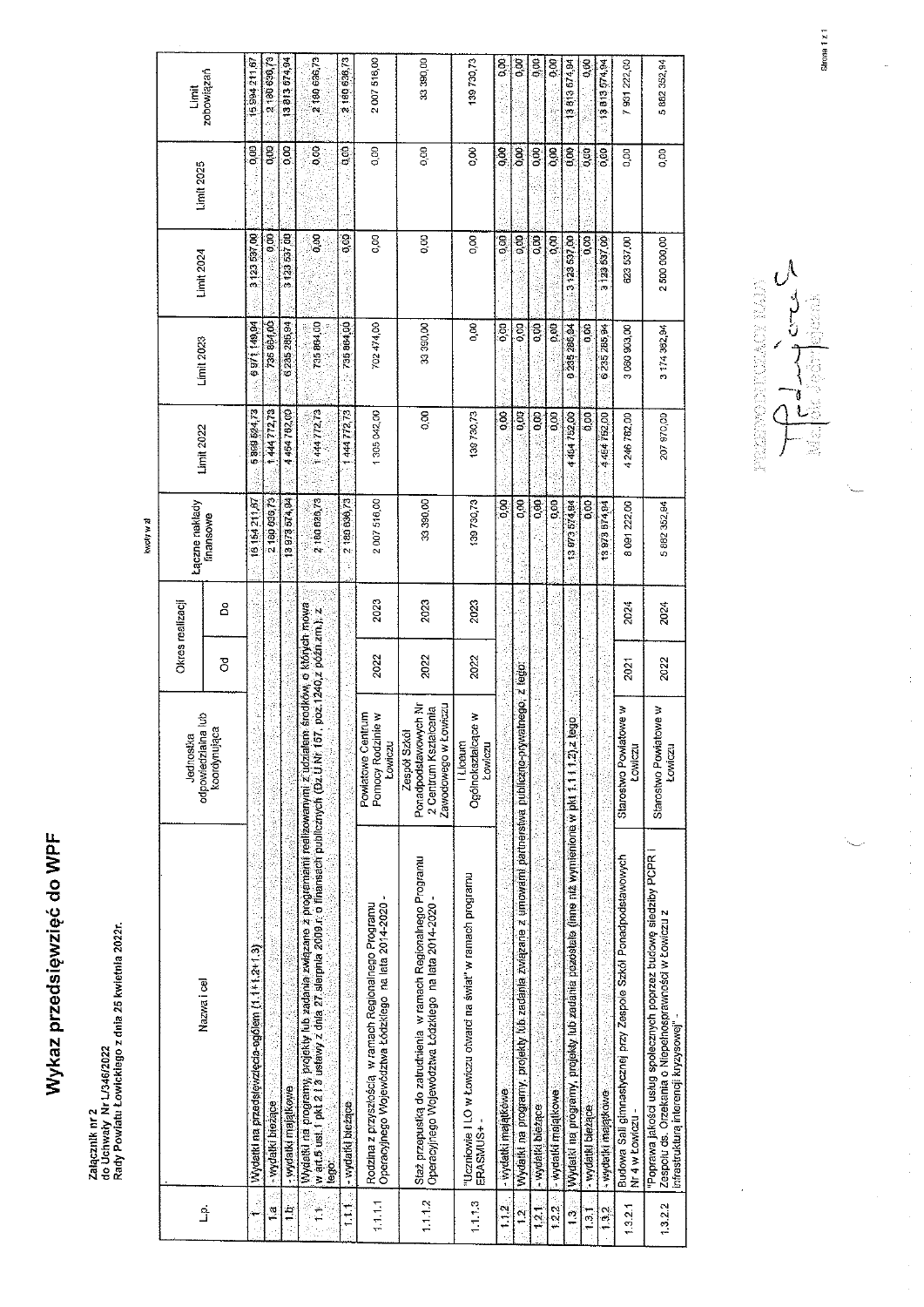Załącznik nr 2
do Uchwały Nr L/346/2022
Rady Powiatu Łowickiego z dnia 25 kwietnia 2022r.

# Wykaz przedsięwzięć do WPF

kwoty w zł

| L.p. | Nazwa i cel | Jednostka odpowiedzialna lub koordynująca | Okres realizacji | | Łączne nakłady finansowe | Limit 2022 | Limit 2023 | Limit 2024 | Limit 2025 | Limit zobowiązań |
|---|---|---|---|---|---|---|---|---|---|---|
| | | | Od | Do | | | | | | |
| 1 | Wydatki na przedsięwzięcia-ogółem (1.1+1.2+1.3) | | | | 16 154 211,67 | 5 899 524,73 | 6 971 149,94 | 3 123 537,00 | 0,00 | 15 994 211,67 |
| 1.a | - wydatki bieżące | | | | 2 180 636,73 | 1 444 772,73 | 735 864,00 | 0,00 | 0,00 | 2 180 636,73 |
| 1.b | - wydatki majątkowe | | | | 13 973 574,94 | 4 454 752,00 | 6 235 285,94 | 3 123 537,00 | 0,00 | 13 813 574,94 |
| 1.1 | Wydatki na programy, projekty lub zadania związane z programami realizowanymi z udziałem środków, o których mowa w art.5 ust.1 pkt 2 i 3 ustawy z dnia 27 sierpnia 2009 r. o finansach publicznych (Dz.U.Nr 157, poz.1240,z późn.zm.), z tego: | | | | 2 180 636,73 | 1 444 772,73 | 735 864,00 | 0,00 | 0,00 | 2 180 636,73 |
| 1.1.1 | - wydatki bieżące | | | | 2 180 636,73 | 1 444 772,73 | 735 864,00 | 0,00 | 0,00 | 2 180 636,73 |
| 1.1.1.1 | Rodzina z przyszłością w ramach Regionalnego Programu Operacyjnego Województwa Łódzkiego na lata 2014-2020 - | Powiatowe Centrum Pomocy Rodzinie w Łowiczu | 2022 | 2023 | 2 007 516,00 | 1 305 042,00 | 702 474,00 | 0,00 | 0,00 | 2 007 516,00 |
| 1.1.1.2 | Staż przepustką do zatrudnienia w ramach Regionalnego Programu Operacyjnego Województwa Łódzkiego na lata 2014-2020 - | Zespół Szkół Ponadpodstawowych Nr 2 Centrum Kształcenia Zawodowego w Łowiczu | 2022 | 2023 | 33 390,00 | 0,00 | 33 390,00 | 0,00 | 0,00 | 33 390,00 |
| 1.1.1.3 | "Uczniowie I LO w Łowiczu otwarci na świat" w ramach programu ERASMUS+ - | I Liceum Ogólnokształcące w Łowiczu | 2022 | 2023 | 139 730,73 | 139 730,73 | 0,00 | 0,00 | 0,00 | 139 730,73 |
| 1.1.2 | - wydatki majątkowe | | | | 0,00 | 0,00 | 0,00 | 0,00 | 0,00 | 0,00 |
| 1.2 | Wydatki na programy, projekty lub zadania związane z umowami partnerstwa publiczno-prywatnego, z tego: | | | | 0,00 | 0,00 | 0,00 | 0,00 | 0,00 | 0,00 |
| 1.2.1 | - wydatki bieżące | | | | 0,00 | 0,00 | 0,00 | 0,00 | 0,00 | 0,00 |
| 1.2.2 | - wydatki majątkowe | | | | 0,00 | 0,00 | 0,00 | 0,00 | 0,00 | 0,00 |
| 1.3 | Wydatki na programy, projekty lub zadania pozostałe (inne niż wymienione w pkt 1.1 i 1.2),z tego | | | | 13 973 574,94 | 4 454 752,00 | 6 235 285,94 | 3 123 537,00 | 0,00 | 13 813 574,94 |
| 1.3.1 | - wydatki bieżące | | | | 0,00 | 0,00 | 0,00 | 0,00 | 0,00 | 0,00 |
| 1.3.2 | - wydatki majątkowe | | | | 13 973 574,94 | 4 454 752,00 | 6 235 285,94 | 3 123 537,00 | 0,00 | 13 813 574,94 |
| 1.3.2.1 | Budowa Sali gimnastycznej przy Zespole Szkół Ponadpodstawowych Nr 4 w Łowiczu - | Starostwo Powiatowe w Łowiczu | 2021 | 2024 | 8 091 222,00 | 4 246 782,00 | 3 060 903,00 | 623 537,00 | 0,00 | 7 931 222,00 |
| 1.3.2.2 | "Poprawa jakości usług społecznych poprzez budowę siedziby PCPR i Zespołu ds. Orzekania o Niepełnosprawności w Łowiczu z infrastrukturą interwencji kryzysowej" - | Starostwo Powiatowe w Łowiczu | 2022 | 2024 | 5 882 352,94 | 207 970,00 | 3 174 382,94 | 2 500 000,00 | 0,00 | 5 882 352,94 |

PRZEWODNICZĄCY RADY
Małgorzata Jóźwiak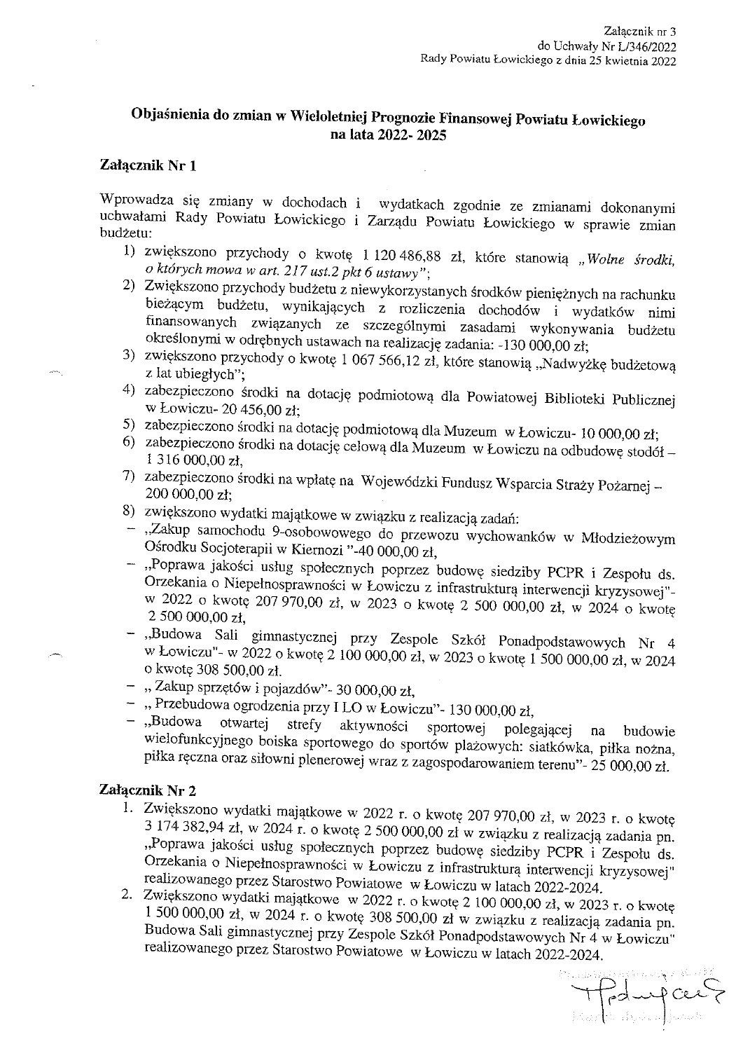Załącznik nr 3
do Uchwały Nr L/346/2022
Rady Powiatu Łowickiego z dnia 25 kwietnia 2022

## Objaśnienia do zmian w Wieloletniej Prognozie Finansowej Powiatu Łowickiego na lata 2022- 2025

### Załącznik Nr 1

Wprowadza się zmiany w dochodach i wydatkach zgodnie ze zmianami dokonanymi uchwałami Rady Powiatu Łowickiego i Zarządu Powiatu Łowickiego w sprawie zmian budżetu:

1) zwiększono przychody o kwotę 1 120 486,88 zł, które stanowią *„Wolne środki, o których mowa w art. 217 ust.2 pkt 6 ustawy”*;
2) Zwiększono przychody budżetu z niewykorzystanych środków pieniężnych na rachunku bieżącym budżetu, wynikających z rozliczenia dochodów i wydatków nimi finansowanych związanych ze szczególnymi zasadami wykonywania budżetu określonymi w odrębnych ustawach na realizację zadania: -130 000,00 zł;
3) zwiększono przychody o kwotę 1 067 566,12 zł, które stanowią „Nadwyżkę budżetową z lat ubiegłych”;
4) zabezpieczono środki na dotację podmiotową dla Powiatowej Biblioteki Publicznej w Łowiczu- 20 456,00 zł;
5) zabezpieczono środki na dotację podmiotową dla Muzeum w Łowiczu- 10 000,00 zł;
6) zabezpieczono środki na dotację celową dla Muzeum w Łowiczu na odbudowę stodół – 1 316 000,00 zł,
7) zabezpieczono środki na wpłatę na Wojewódzki Fundusz Wsparcia Straży Pożarnej – 200 000,00 zł;
8) zwiększono wydatki majątkowe w związku z realizacją zadań:
   - „Zakup samochodu 9-osobowowego do przewozu wychowanków w Młodzieżowym Ośrodku Socjoterapii w Kiernozi ”-40 000,00 zł,
   - „Poprawa jakości usług społecznych poprzez budowę siedziby PCPR i Zespołu ds. Orzekania o Niepełnosprawności w Łowiczu z infrastrukturą interwencji kryzysowej”- w 2022 o kwotę 207 970,00 zł, w 2023 o kwotę 2 500 000,00 zł, w 2024 o kwotę 2 500 000,00 zł,
   - „Budowa Sali gimnastycznej przy Zespole Szkół Ponadpodstawowych Nr 4 w Łowiczu”- w 2022 o kwotę 2 100 000,00 zł, w 2023 o kwotę 1 500 000,00 zł, w 2024 o kwotę 308 500,00 zł.
   - „ Zakup sprzętów i pojazdów”- 30 000,00 zł,
   - „ Przebudowa ogrodzenia przy I LO w Łowiczu”- 130 000,00 zł,
   - „Budowa otwartej strefy aktywności sportowej polegającej na budowie wielofunkcyjnego boiska sportowego do sportów plażowych: siatkówka, piłka nożna, piłka ręczna oraz siłowni plenerowej wraz z zagospodarowaniem terenu”- 25 000,00 zł.

### Załącznik Nr 2

1. Zwiększono wydatki majątkowe w 2022 r. o kwotę 207 970,00 zł, w 2023 r. o kwotę 3 174 382,94 zł, w 2024 r. o kwotę 2 500 000,00 zł w związku z realizacją zadania pn. „Poprawa jakości usług społecznych poprzez budowę siedziby PCPR i Zespołu ds. Orzekania o Niepełnosprawności w Łowiczu z infrastrukturą interwencji kryzysowej” realizowanego przez Starostwo Powiatowe w Łowiczu w latach 2022-2024.
2. Zwiększono wydatki majątkowe w 2022 r. o kwotę 2 100 000,00 zł, w 2023 r. o kwotę 1 500 000,00 zł, w 2024 r. o kwotę 308 500,00 zł w związku z realizacją zadania pn. Budowa Sali gimnastycznej przy Zespole Szkół Ponadpodstawowych Nr 4 w Łowiczu” realizowanego przez Starostwo Powiatowe w Łowiczu w latach 2022-2024.